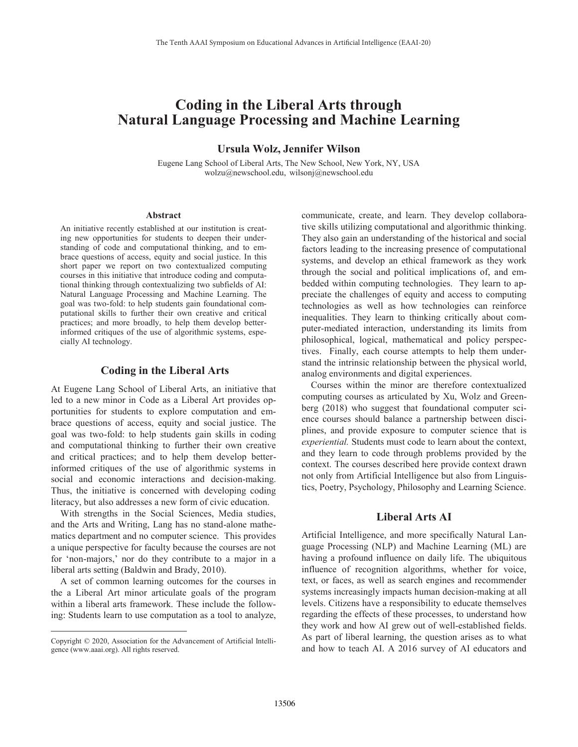# Coding in the Liberal Arts through Natural Language Processing and Machine Learning

**Ursula Wolz, Jennifer Wilson**

Eugene Lang School of Liberal Arts, The New School, New York, NY, USA
wolzu@newschool.edu, wilsonj@newschool.edu

### Abstract

An initiative recently established at our institution is creating new opportunities for students to deepen their understanding of code and computational thinking, and to embrace questions of access, equity and social justice. In this short paper we report on two contextualized computing courses in this initiative that introduce coding and computational thinking through contextualizing two subfields of AI: Natural Language Processing and Machine Learning. The goal was two-fold: to help students gain foundational computational skills to further their own creative and critical practices; and more broadly, to help them develop better-informed critiques of the use of algorithmic systems, especially AI technology.

## Coding in the Liberal Arts

At Eugene Lang School of Liberal Arts, an initiative that led to a new minor in Code as a Liberal Art provides opportunities for students to explore computation and embrace questions of access, equity and social justice. The goal was two-fold: to help students gain skills in coding and computational thinking to further their own creative and critical practices; and to help them develop better-informed critiques of the use of algorithmic systems in social and economic interactions and decision-making. Thus, the initiative is concerned with developing coding literacy, but also addresses a new form of civic education.

With strengths in the Social Sciences, Media studies, and the Arts and Writing, Lang has no stand-alone mathematics department and no computer science. This provides a unique perspective for faculty because the courses are not for 'non-majors,' nor do they contribute to a major in a liberal arts setting (Baldwin and Brady, 2010).

A set of common learning outcomes for the courses in the a Liberal Art minor articulate goals of the program within a liberal arts framework. These include the following: Students learn to use computation as a tool to analyze, communicate, create, and learn. They develop collaborative skills utilizing computational and algorithmic thinking. They also gain an understanding of the historical and social factors leading to the increasing presence of computational systems, and develop an ethical framework as they work through the social and political implications of, and embedded within computing technologies. They learn to appreciate the challenges of equity and access to computing technologies as well as how technologies can reinforce inequalities. They learn to thinking critically about computer-mediated interaction, understanding its limits from philosophical, logical, mathematical and policy perspectives. Finally, each course attempts to help them understand the intrinsic relationship between the physical world, analog environments and digital experiences.

Courses within the minor are therefore contextualized computing courses as articulated by Xu, Wolz and Greenberg (2018) who suggest that foundational computer science courses should balance a partnership between disciplines, and provide exposure to computer science that is *experiential.* Students must code to learn about the context, and they learn to code through problems provided by the context. The courses described here provide context drawn not only from Artificial Intelligence but also from Linguistics, Poetry, Psychology, Philosophy and Learning Science.

## Liberal Arts AI

Artificial Intelligence, and more specifically Natural Language Processing (NLP) and Machine Learning (ML) are having a profound influence on daily life. The ubiquitous influence of recognition algorithms, whether for voice, text, or faces, as well as search engines and recommender systems increasingly impacts human decision-making at all levels. Citizens have a responsibility to educate themselves regarding the effects of these processes, to understand how they work and how AI grew out of well-established fields. As part of liberal learning, the question arises as to what and how to teach AI. A 2016 survey of AI educators and

Copyright © 2020, Association for the Advancement of Artificial Intelligence (www.aaai.org). All rights reserved.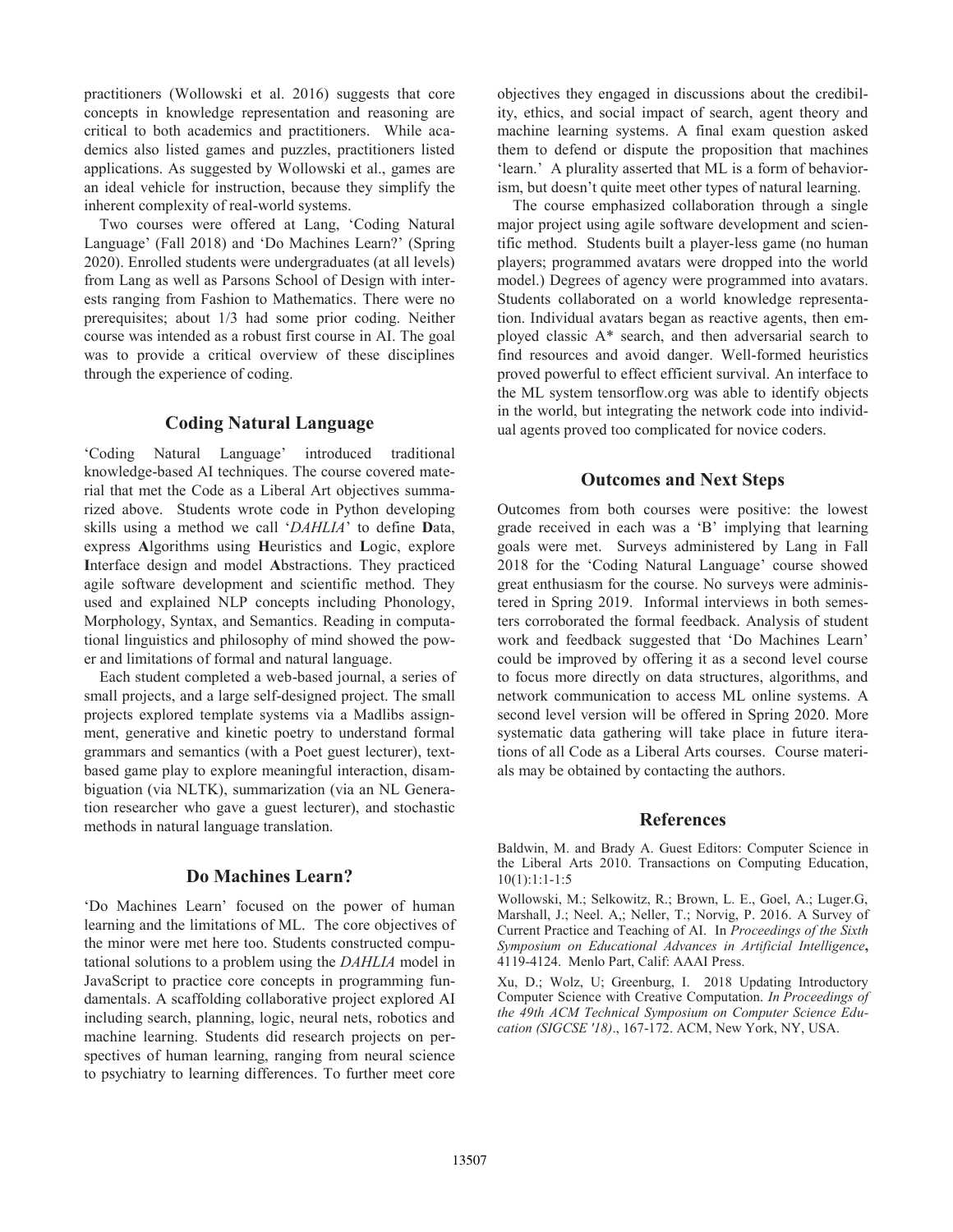practitioners (Wollowski et al. 2016) suggests that core concepts in knowledge representation and reasoning are critical to both academics and practitioners. While academics also listed games and puzzles, practitioners listed applications. As suggested by Wollowski et al., games are an ideal vehicle for instruction, because they simplify the inherent complexity of real-world systems.

Two courses were offered at Lang, 'Coding Natural Language' (Fall 2018) and 'Do Machines Learn?' (Spring 2020). Enrolled students were undergraduates (at all levels) from Lang as well as Parsons School of Design with interests ranging from Fashion to Mathematics. There were no prerequisites; about 1/3 had some prior coding. Neither course was intended as a robust first course in AI. The goal was to provide a critical overview of these disciplines through the experience of coding.

## Coding Natural Language

'Coding Natural Language' introduced traditional knowledge-based AI techniques. The course covered material that met the Code as a Liberal Art objectives summarized above. Students wrote code in Python developing skills using a method we call '*DAHLIA*' to define **D**ata, express **A**lgorithms using **H**euristics and **L**ogic, explore **I**nterface design and model **A**bstractions. They practiced agile software development and scientific method. They used and explained NLP concepts including Phonology, Morphology, Syntax, and Semantics. Reading in computational linguistics and philosophy of mind showed the power and limitations of formal and natural language.

Each student completed a web-based journal, a series of small projects, and a large self-designed project. The small projects explored template systems via a Madlibs assignment, generative and kinetic poetry to understand formal grammars and semantics (with a Poet guest lecturer), text-based game play to explore meaningful interaction, disambiguation (via NLTK), summarization (via an NL Generation researcher who gave a guest lecturer), and stochastic methods in natural language translation.

## Do Machines Learn?

'Do Machines Learn' focused on the power of human learning and the limitations of ML. The core objectives of the minor were met here too. Students constructed computational solutions to a problem using the *DAHLIA* model in JavaScript to practice core concepts in programming fundamentals. A scaffolding collaborative project explored AI including search, planning, logic, neural nets, robotics and machine learning. Students did research projects on perspectives of human learning, ranging from neural science to psychiatry to learning differences. To further meet core objectives they engaged in discussions about the credibility, ethics, and social impact of search, agent theory and machine learning systems. A final exam question asked them to defend or dispute the proposition that machines 'learn.' A plurality asserted that ML is a form of behaviorism, but doesn't quite meet other types of natural learning.

The course emphasized collaboration through a single major project using agile software development and scientific method. Students built a player-less game (no human players; programmed avatars were dropped into the world model.) Degrees of agency were programmed into avatars. Students collaborated on a world knowledge representation. Individual avatars began as reactive agents, then employed classic A* search, and then adversarial search to find resources and avoid danger. Well-formed heuristics proved powerful to effect efficient survival. An interface to the ML system tensorflow.org was able to identify objects in the world, but integrating the network code into individual agents proved too complicated for novice coders.

## Outcomes and Next Steps

Outcomes from both courses were positive: the lowest grade received in each was a 'B' implying that learning goals were met. Surveys administered by Lang in Fall 2018 for the 'Coding Natural Language' course showed great enthusiasm for the course. No surveys were administered in Spring 2019. Informal interviews in both semesters corroborated the formal feedback. Analysis of student work and feedback suggested that 'Do Machines Learn' could be improved by offering it as a second level course to focus more directly on data structures, algorithms, and network communication to access ML online systems. A second level version will be offered in Spring 2020. More systematic data gathering will take place in future iterations of all Code as a Liberal Arts courses. Course materials may be obtained by contacting the authors.

## References

Baldwin, M. and Brady A. Guest Editors: Computer Science in the Liberal Arts 2010. Transactions on Computing Education, 10(1):1:1-1:5

Wollowski, M.; Selkowitz, R.; Brown, L. E., Goel, A.; Luger.G, Marshall, J.; Neel. A,; Neller, T.; Norvig, P. 2016. A Survey of Current Practice and Teaching of AI. In *Proceedings of the Sixth Symposium on Educational Advances in Artificial Intelligence*, 4119-4124. Menlo Part, Calif: AAAI Press.

Xu, D.; Wolz, U; Greenburg, I. 2018 Updating Introductory Computer Science with Creative Computation. *In Proceedings of the 49th ACM Technical Symposium on Computer Science Education (SIGCSE '18)*., 167-172. ACM, New York, NY, USA.